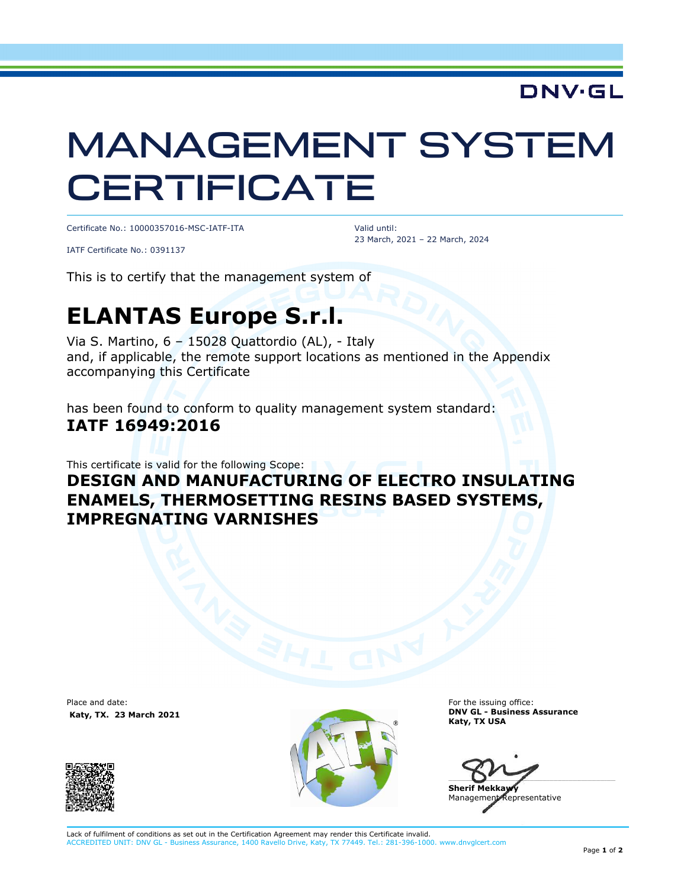DNV·GL

# MANAGEMENT SYSTEM CERTIFICATE

Certificate No.: 10000357016-MSC-IATF-ITA

IATF Certificate No.: 0391137

Valid until:
23 March, 2021 – 22 March, 2024

This is to certify that the management system of

## ELANTAS Europe S.r.l.

Via S. Martino, 6 – 15028 Quattordio (AL), - Italy
and, if applicable, the remote support locations as mentioned in the Appendix accompanying this Certificate

has been found to conform to quality management system standard:
**IATF 16949:2016**

This certificate is valid for the following Scope:
**DESIGN AND MANUFACTURING OF ELECTRO INSULATING ENAMELS, THERMOSETTING RESINS BASED SYSTEMS, IMPREGNATING VARNISHES**

Place and date:
**Katy, TX. 23 March 2021**

For the issuing office:
**DNV GL - Business Assurance**
**Katy, TX USA**

**Sherif Mekkawy**
Management Representative

Lack of fulfilment of conditions as set out in the Certification Agreement may render this Certificate invalid.
ACCREDITED UNIT: DNV GL - Business Assurance, 1400 Ravello Drive, Katy, TX 77449. Tel.: 281-396-1000. www.dnvglcert.com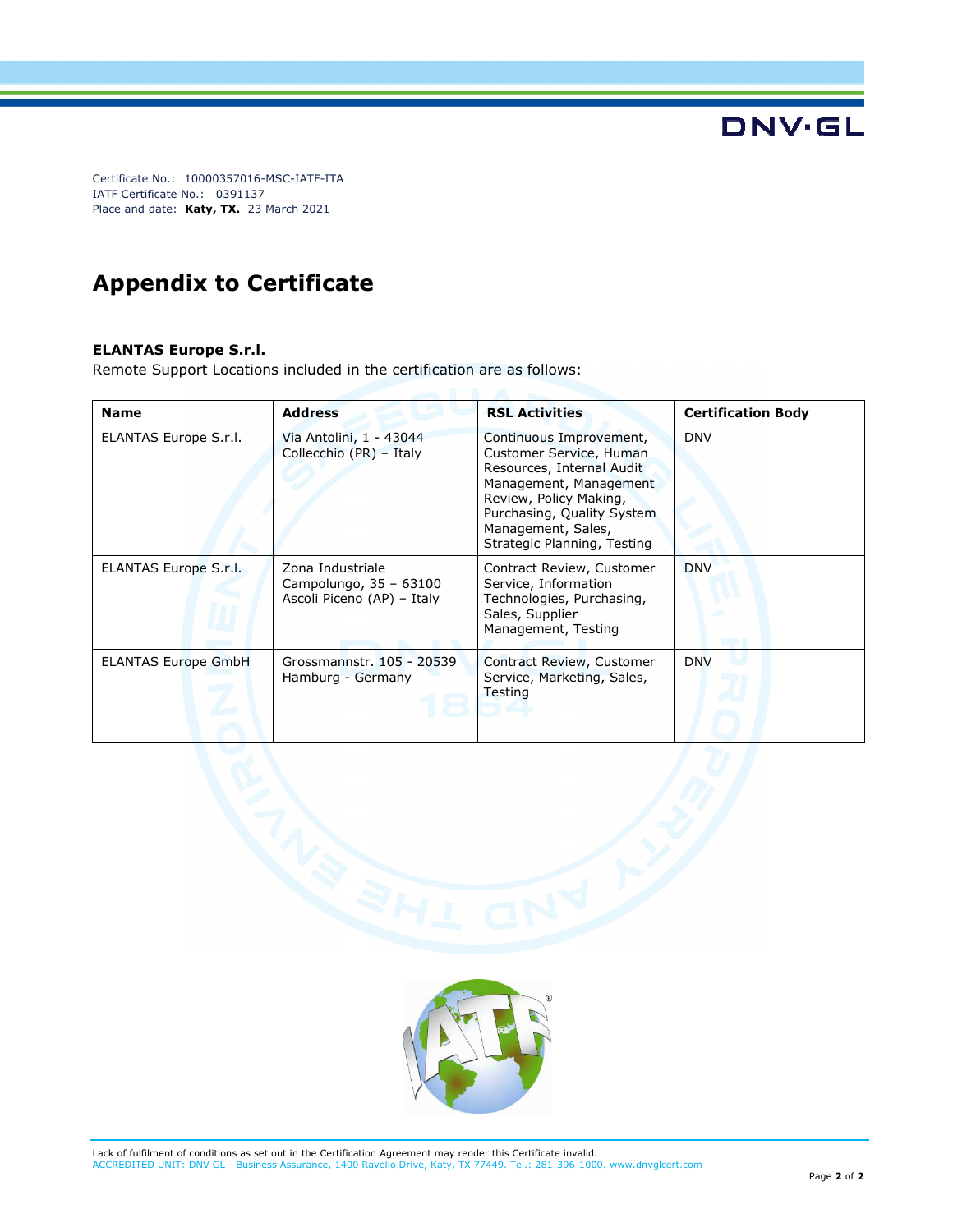Certificate No.: 10000357016-MSC-IATF-ITA
IATF Certificate No.: 0391137
Place and date: **Katy, TX.** 23 March 2021

# Appendix to Certificate

**ELANTAS Europe S.r.l.**

Remote Support Locations included in the certification are as follows:

| Name | Address | RSL Activities | Certification Body |
|---|---|---|---|
| ELANTAS Europe S.r.l. | Via Antolini, 1 - 43044 Collecchio (PR) – Italy | Continuous Improvement, Customer Service, Human Resources, Internal Audit Management, Management Review, Policy Making, Purchasing, Quality System Management, Sales, Strategic Planning, Testing | DNV |
| ELANTAS Europe S.r.l. | Zona Industriale Campolungo, 35 – 63100 Ascoli Piceno (AP) – Italy | Contract Review, Customer Service, Information Technologies, Purchasing, Sales, Supplier Management, Testing | DNV |
| ELANTAS Europe GmbH | Grossmannstr. 105 - 20539 Hamburg - Germany | Contract Review, Customer Service, Marketing, Sales, Testing | DNV |

Lack of fulfilment of conditions as set out in the Certification Agreement may render this Certificate invalid.
ACCREDITED UNIT: DNV GL - Business Assurance, 1400 Ravello Drive, Katy, TX 77449. Tel.: 281-396-1000. www.dnvglcert.com